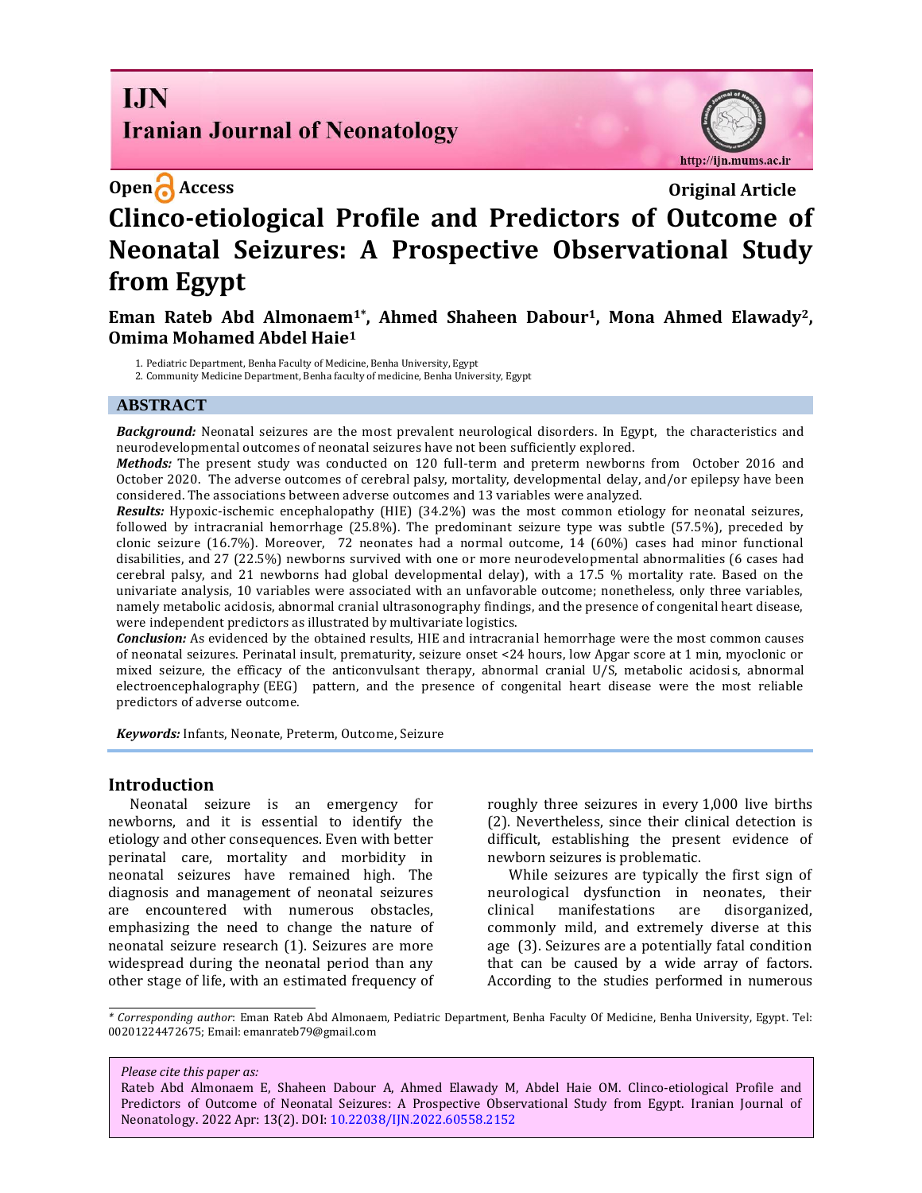IJN

Iranian Journal of Neonatology

http://ijn.mums.ac.ir

Open Access

Original Article

# Clinco-etiological Profile and Predictors of Outcome of Neonatal Seizures: A Prospective Observational Study from Egypt

**Eman Rateb Abd Almonaem[1*], Ahmed Shaheen Dabour[1], Mona Ahmed Elawady[2], Omima Mohamed Abdel Haie[1]**

1. Pediatric Department, Benha Faculty of Medicine, Benha University, Egypt
2. Community Medicine Department, Benha faculty of medicine, Benha University, Egypt

## ABSTRACT

***Background:*** Neonatal seizures are the most prevalent neurological disorders. In Egypt, the characteristics and neurodevelopmental outcomes of neonatal seizures have not been sufficiently explored.

***Methods:*** The present study was conducted on 120 full-term and preterm newborns from October 2016 and October 2020. The adverse outcomes of cerebral palsy, mortality, developmental delay, and/or epilepsy have been considered. The associations between adverse outcomes and 13 variables were analyzed.

***Results:*** Hypoxic-ischemic encephalopathy (HIE) (34.2%) was the most common etiology for neonatal seizures, followed by intracranial hemorrhage (25.8%). The predominant seizure type was subtle (57.5%), preceded by clonic seizure (16.7%). Moreover, 72 neonates had a normal outcome, 14 (60%) cases had minor functional disabilities, and 27 (22.5%) newborns survived with one or more neurodevelopmental abnormalities (6 cases had cerebral palsy, and 21 newborns had global developmental delay), with a 17.5 % mortality rate. Based on the univariate analysis, 10 variables were associated with an unfavorable outcome; nonetheless, only three variables, namely metabolic acidosis, abnormal cranial ultrasonography findings, and the presence of congenital heart disease, were independent predictors as illustrated by multivariate logistics.

***Conclusion:*** As evidenced by the obtained results, HIE and intracranial hemorrhage were the most common causes of neonatal seizures. Perinatal insult, prematurity, seizure onset <24 hours, low Apgar score at 1 min, myoclonic or mixed seizure, the efficacy of the anticonvulsant therapy, abnormal cranial U/S, metabolic acidosis, abnormal electroencephalography (EEG) pattern, and the presence of congenital heart disease were the most reliable predictors of adverse outcome.

***Keywords:*** Infants, Neonate, Preterm, Outcome, Seizure

## Introduction

Neonatal seizure is an emergency for newborns, and it is essential to identify the etiology and other consequences. Even with better perinatal care, mortality and morbidity in neonatal seizures have remained high. The diagnosis and management of neonatal seizures are encountered with numerous obstacles, emphasizing the need to change the nature of neonatal seizure research (1). Seizures are more widespread during the neonatal period than any other stage of life, with an estimated frequency of roughly three seizures in every 1,000 live births (2). Nevertheless, since their clinical detection is difficult, establishing the present evidence of newborn seizures is problematic.

While seizures are typically the first sign of neurological dysfunction in neonates, their clinical manifestations are disorganized, commonly mild, and extremely diverse at this age (3). Seizures are a potentially fatal condition that can be caused by a wide array of factors. According to the studies performed in numerous

---

*\* Corresponding author*: Eman Rateb Abd Almonaem, Pediatric Department, Benha Faculty Of Medicine, Benha University, Egypt. Tel: 00201224472675; Email: emanrateb79@gmail.com

*Please cite this paper as:*
Rateb Abd Almonaem E, Shaheen Dabour A, Ahmed Elawady M, Abdel Haie OM. Clinco-etiological Profile and Predictors of Outcome of Neonatal Seizures: A Prospective Observational Study from Egypt. Iranian Journal of Neonatology. 2022 Apr: 13(2). DOI: 10.22038/IJN.2022.60558.2152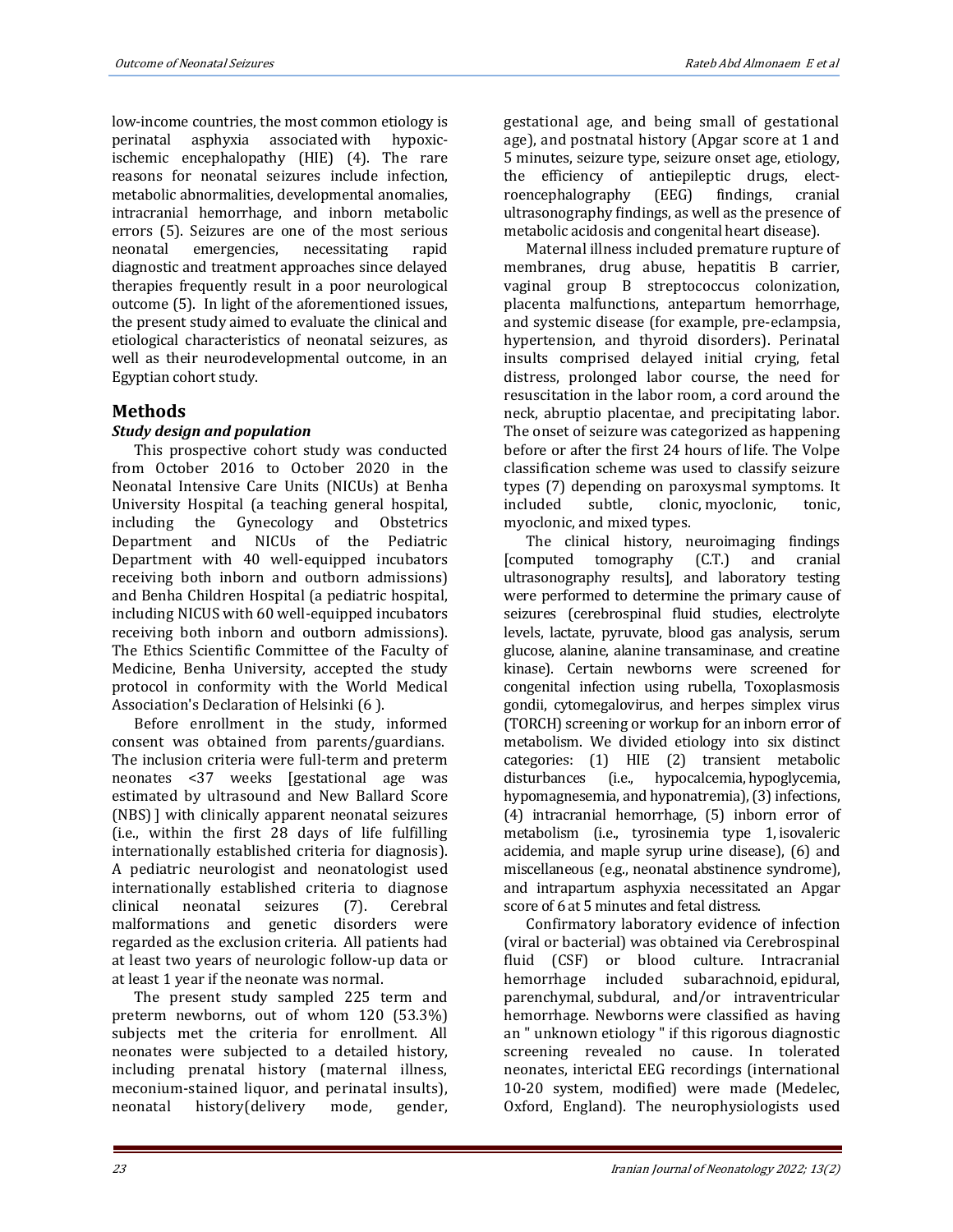low-income countries, the most common etiology is perinatal asphyxia associated with hypoxic-ischemic encephalopathy (HIE) (4). The rare reasons for neonatal seizures include infection, metabolic abnormalities, developmental anomalies, intracranial hemorrhage, and inborn metabolic errors (5). Seizures are one of the most serious neonatal emergencies, necessitating rapid diagnostic and treatment approaches since delayed therapies frequently result in a poor neurological outcome (5). In light of the aforementioned issues, the present study aimed to evaluate the clinical and etiological characteristics of neonatal seizures, as well as their neurodevelopmental outcome, in an Egyptian cohort study.

## Methods

### *Study design and population*

This prospective cohort study was conducted from October 2016 to October 2020 in the Neonatal Intensive Care Units (NICUs) at Benha University Hospital (a teaching general hospital, including the Gynecology and Obstetrics Department and NICUs of the Pediatric Department with 40 well-equipped incubators receiving both inborn and outborn admissions) and Benha Children Hospital (a pediatric hospital, including NICUS with 60 well-equipped incubators receiving both inborn and outborn admissions). The Ethics Scientific Committee of the Faculty of Medicine, Benha University, accepted the study protocol in conformity with the World Medical Association's Declaration of Helsinki (6 ).

Before enrollment in the study, informed consent was obtained from parents/guardians. The inclusion criteria were full-term and preterm neonates <37 weeks [gestational age was estimated by ultrasound and New Ballard Score (NBS) ] with clinically apparent neonatal seizures (i.e., within the first 28 days of life fulfilling internationally established criteria for diagnosis). A pediatric neurologist and neonatologist used internationally established criteria to diagnose clinical neonatal seizures (7). Cerebral malformations and genetic disorders were regarded as the exclusion criteria. All patients had at least two years of neurologic follow-up data or at least 1 year if the neonate was normal.

The present study sampled 225 term and preterm newborns, out of whom 120 (53.3%) subjects met the criteria for enrollment. All neonates were subjected to a detailed history, including prenatal history (maternal illness, meconium-stained liquor, and perinatal insults), neonatal history(delivery mode, gender, gestational age, and being small of gestational age), and postnatal history (Apgar score at 1 and 5 minutes, seizure type, seizure onset age, etiology, the efficiency of antiepileptic drugs, elect-roencephalography (EEG) findings, cranial ultrasonography findings, as well as the presence of metabolic acidosis and congenital heart disease).

Maternal illness included premature rupture of membranes, drug abuse, hepatitis B carrier, vaginal group B streptococcus colonization, placenta malfunctions, antepartum hemorrhage, and systemic disease (for example, pre-eclampsia, hypertension, and thyroid disorders). Perinatal insults comprised delayed initial crying, fetal distress, prolonged labor course, the need for resuscitation in the labor room, a cord around the neck, abruptio placentae, and precipitating labor. The onset of seizure was categorized as happening before or after the first 24 hours of life. The Volpe classification scheme was used to classify seizure types (7) depending on paroxysmal symptoms. It included subtle, clonic, myoclonic, tonic, myoclonic, and mixed types.

The clinical history, neuroimaging findings [computed tomography (C.T.) and cranial ultrasonography results], and laboratory testing were performed to determine the primary cause of seizures (cerebrospinal fluid studies, electrolyte levels, lactate, pyruvate, blood gas analysis, serum glucose, alanine, alanine transaminase, and creatine kinase). Certain newborns were screened for congenital infection using rubella, Toxoplasmosis gondii, cytomegalovirus, and herpes simplex virus (TORCH) screening or workup for an inborn error of metabolism. We divided etiology into six distinct categories: (1) HIE (2) transient metabolic disturbances (i.e., hypocalcemia, hypoglycemia, hypomagnesemia, and hyponatremia), (3) infections, (4) intracranial hemorrhage, (5) inborn error of metabolism (i.e., tyrosinemia type 1, isovaleric acidemia, and maple syrup urine disease), (6) and miscellaneous (e.g., neonatal abstinence syndrome), and intrapartum asphyxia necessitated an Apgar score of 6 at 5 minutes and fetal distress.

Confirmatory laboratory evidence of infection (viral or bacterial) was obtained via Cerebrospinal fluid (CSF) or blood culture. Intracranial hemorrhage included subarachnoid, epidural, parenchymal, subdural, and/or intraventricular hemorrhage. Newborns were classified as having an " unknown etiology " if this rigorous diagnostic screening revealed no cause. In tolerated neonates, interictal EEG recordings (international 10-20 system, modified) were made (Medelec, Oxford, England). The neurophysiologists used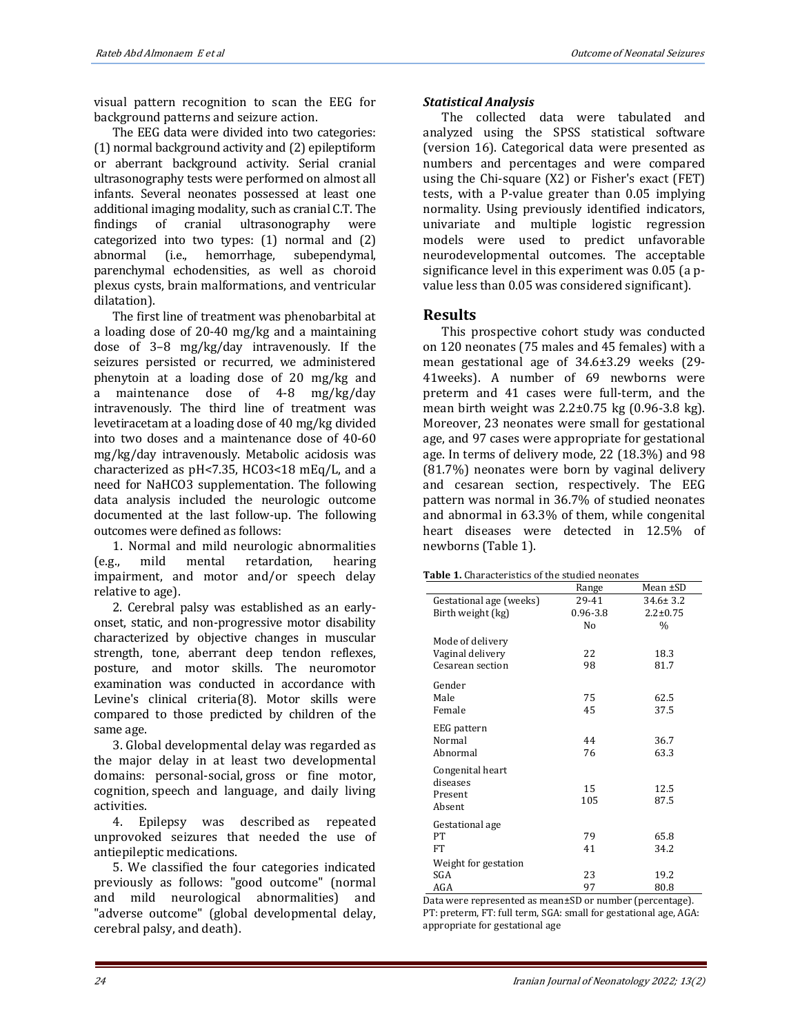visual pattern recognition to scan the EEG for background patterns and seizure action.

The EEG data were divided into two categories: (1) normal background activity and (2) epileptiform or aberrant background activity. Serial cranial ultrasonography tests were performed on almost all infants. Several neonates possessed at least one additional imaging modality, such as cranial C.T. The findings of cranial ultrasonography were categorized into two types: (1) normal and (2) abnormal (i.e., hemorrhage, subependymal, parenchymal echodensities, as well as choroid plexus cysts, brain malformations, and ventricular dilatation).

The first line of treatment was phenobarbital at a loading dose of 20-40 mg/kg and a maintaining dose of 3–8 mg/kg/day intravenously. If the seizures persisted or recurred, we administered phenytoin at a loading dose of 20 mg/kg and a maintenance dose of 4-8 mg/kg/day intravenously. The third line of treatment was levetiracetam at a loading dose of 40 mg/kg divided into two doses and a maintenance dose of 40-60 mg/kg/day intravenously. Metabolic acidosis was characterized as pH<7.35, HCO3<18 mEq/L, and a need for NaHCO3 supplementation. The following data analysis included the neurologic outcome documented at the last follow-up. The following outcomes were defined as follows:

1. Normal and mild neurologic abnormalities (e.g., mild mental retardation, hearing impairment, and motor and/or speech delay relative to age).

2. Cerebral palsy was established as an early-onset, static, and non-progressive motor disability characterized by objective changes in muscular strength, tone, aberrant deep tendon reflexes, posture, and motor skills. The neuromotor examination was conducted in accordance with Levine's clinical criteria(8). Motor skills were compared to those predicted by children of the same age.

3. Global developmental delay was regarded as the major delay in at least two developmental domains: personal-social, gross or fine motor, cognition, speech and language, and daily living activities.

4. Epilepsy was described as repeated unprovoked seizures that needed the use of antiepileptic medications.

5. We classified the four categories indicated previously as follows: "good outcome" (normal and mild neurological abnormalities) and "adverse outcome" (global developmental delay, cerebral palsy, and death).

### *Statistical Analysis*

The collected data were tabulated and analyzed using the SPSS statistical software (version 16). Categorical data were presented as numbers and percentages and were compared using the Chi-square (X2) or Fisher's exact (FET) tests, with a P-value greater than 0.05 implying normality. Using previously identified indicators, univariate and multiple logistic regression models were used to predict unfavorable neurodevelopmental outcomes. The acceptable significance level in this experiment was 0.05 (a p-value less than 0.05 was considered significant).

## Results

This prospective cohort study was conducted on 120 neonates (75 males and 45 females) with a mean gestational age of 34.6±3.29 weeks (29-41weeks). A number of 69 newborns were preterm and 41 cases were full-term, and the mean birth weight was 2.2±0.75 kg (0.96-3.8 kg). Moreover, 23 neonates were small for gestational age, and 97 cases were appropriate for gestational age. In terms of delivery mode, 22 (18.3%) and 98 (81.7%) neonates were born by vaginal delivery and cesarean section, respectively. The EEG pattern was normal in 36.7% of studied neonates and abnormal in 63.3% of them, while congenital heart diseases were detected in 12.5% of newborns (Table 1).

**Table 1.** Characteristics of the studied neonates

| | Range | Mean ±SD |
|---|---|---|
| Gestational age (weeks) | 29-41 | 34.6± 3.2 |
| Birth weight (kg) | 0.96-3.8 | 2.2±0.75 |
| | No | % |
| Mode of delivery | | |
| Vaginal delivery | 22 | 18.3 |
| Cesarean section | 98 | 81.7 |
| Gender | | |
| Male | 75 | 62.5 |
| Female | 45 | 37.5 |
| EEG pattern | | |
| Normal | 44 | 36.7 |
| Abnormal | 76 | 63.3 |
| Congenital heart diseases | | |
| Present | 15 | 12.5 |
| Absent | 105 | 87.5 |
| Gestational age | | |
| PT | 79 | 65.8 |
| FT | 41 | 34.2 |
| Weight for gestation | | |
| SGA | 23 | 19.2 |
| AGA | 97 | 80.8 |

Data were represented as mean±SD or number (percentage).
PT: preterm, FT: full term, SGA: small for gestational age, AGA: appropriate for gestational age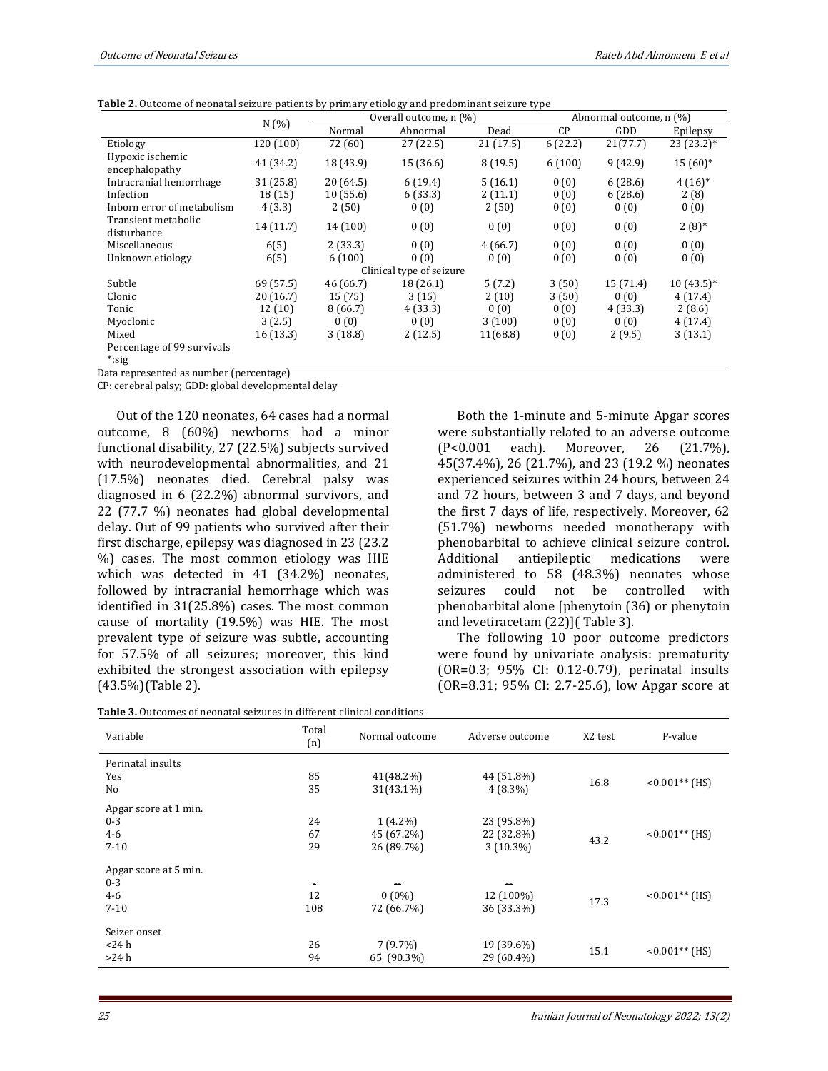**Table 2.** Outcome of neonatal seizure patients by primary etiology and predominant seizure type

| | N (%) | Overall outcome, n (%) | | | Abnormal outcome, n (%) | | |
|---|---|---|---|---|---|---|---|
| | | Normal | Abnormal | Dead | CP | GDD | Epilepsy |
| Etiology | 120 (100) | 72 (60) | 27 (22.5) | 21 (17.5) | 6 (22.2) | 21(77.7) | 23 (23.2)* |
| Hypoxic ischemic encephalopathy | 41 (34.2) | 18 (43.9) | 15 (36.6) | 8 (19.5) | 6 (100) | 9 (42.9) | 15 (60)* |
| Intracranial hemorrhage | 31 (25.8) | 20 (64.5) | 6 (19.4) | 5 (16.1) | 0 (0) | 6 (28.6) | 4 (16)* |
| Infection | 18 (15) | 10 (55.6) | 6 (33.3) | 2 (11.1) | 0 (0) | 6 (28.6) | 2 (8) |
| Inborn error of metabolism | 4 (3.3) | 2 (50) | 0 (0) | 2 (50) | 0 (0) | 0 (0) | 0 (0) |
| Transient metabolic disturbance | 14 (11.7) | 14 (100) | 0 (0) | 0 (0) | 0 (0) | 0 (0) | 2 (8)* |
| Miscellaneous | 6(5) | 2 (33.3) | 0 (0) | 4 (66.7) | 0 (0) | 0 (0) | 0 (0) |
| Unknown etiology | 6(5) | 6 (100) | 0 (0) | 0 (0) | 0 (0) | 0 (0) | 0 (0) |
| Clinical type of seizure | | | | | | | |
| Subtle | 69 (57.5) | 46 (66.7) | 18 (26.1) | 5 (7.2) | 3 (50) | 15 (71.4) | 10 (43.5)* |
| Clonic | 20 (16.7) | 15 (75) | 3 (15) | 2 (10) | 3 (50) | 0 (0) | 4 (17.4) |
| Tonic | 12 (10) | 8 (66.7) | 4 (33.3) | 0 (0) | 0 (0) | 4 (33.3) | 2 (8.6) |
| Myoclonic | 3 (2.5) | 0 (0) | 0 (0) | 3 (100) | 0 (0) | 0 (0) | 4 (17.4) |
| Mixed | 16 (13.3) | 3 (18.8) | 2 (12.5) | 11(68.8) | 0 (0) | 2 (9.5) | 3 (13.1) |
| Percentage of 99 survivals | | | | | | | |
| *:sig | | | | | | | |

Data represented as number (percentage)

CP: cerebral palsy; GDD: global developmental delay

Out of the 120 neonates, 64 cases had a normal outcome, 8 (60%) newborns had a minor functional disability, 27 (22.5%) subjects survived with neurodevelopmental abnormalities, and 21 (17.5%) neonates died. Cerebral palsy was diagnosed in 6 (22.2%) abnormal survivors, and 22 (77.7 %) neonates had global developmental delay. Out of 99 patients who survived after their first discharge, epilepsy was diagnosed in 23 (23.2 %) cases. The most common etiology was HIE which was detected in 41 (34.2%) neonates, followed by intracranial hemorrhage which was identified in 31(25.8%) cases. The most common cause of mortality (19.5%) was HIE. The most prevalent type of seizure was subtle, accounting for 57.5% of all seizures; moreover, this kind exhibited the strongest association with epilepsy (43.5%)(Table 2).

Both the 1-minute and 5-minute Apgar scores were substantially related to an adverse outcome (P<0.001 each). Moreover, 26 (21.7%), 45(37.4%), 26 (21.7%), and 23 (19.2 %) neonates experienced seizures within 24 hours, between 24 and 72 hours, between 3 and 7 days, and beyond the first 7 days of life, respectively. Moreover, 62 (51.7%) newborns needed monotherapy with phenobarbital to achieve clinical seizure control. Additional antiepileptic medications were administered to 58 (48.3%) neonates whose seizures could not be controlled with phenobarbital alone [phenytoin (36) or phenytoin and levetiracetam (22)]( Table 3).

The following 10 poor outcome predictors were found by univariate analysis: prematurity (OR=0.3; 95% CI: 0.12-0.79), perinatal insults (OR=8.31; 95% CI: 2.7-25.6), low Apgar score at

**Table 3.** Outcomes of neonatal seizures in different clinical conditions

| Variable | Total (n) | Normal outcome | Adverse outcome | X2 test | P-value |
|---|---|---|---|---|---|
| Perinatal insults | | | | | |
| Yes | 85 | 41(48.2%) | 44 (51.8%) | 16.8 | <0.001** (HS) |
| No | 35 | 31(43.1%) | 4 (8.3%) | | |
| Apgar score at 1 min. | | | | | |
| 0-3 | 24 | 1 (4.2%) | 23 (95.8%) | 43.2 | <0.001** (HS) |
| 4-6 | 67 | 45 (67.2%) | 22 (32.8%) | | |
| 7-10 | 29 | 26 (89.7%) | 3 (10.3%) | | |
| Apgar score at 5 min. | | | | | |
| 0-3 | - | -- | -- | 17.3 | <0.001** (HS) |
| 4-6 | 12 | 0 (0%) | 12 (100%) | | |
| 7-10 | 108 | 72 (66.7%) | 36 (33.3%) | | |
| Seizer onset | | | | | |
| <24 h | 26 | 7 (9.7%) | 19 (39.6%) | 15.1 | <0.001** (HS) |
| >24 h | 94 | 65 (90.3%) | 29 (60.4%) | | |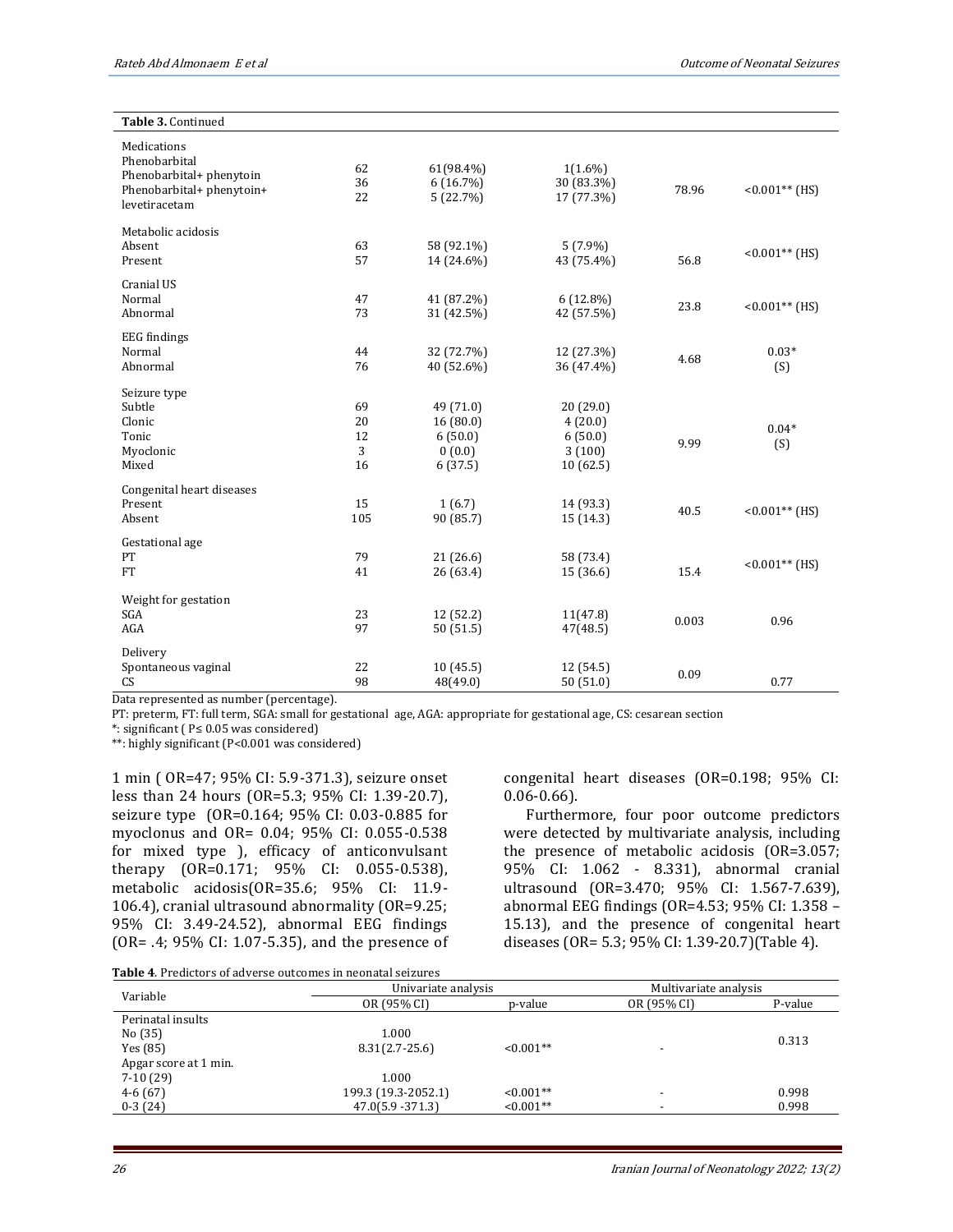**Table 3.** Continued

| | | | | | |
|---|---|---|---|---|---|
| Medications | | | | | |
| Phenobarbital | 62 | 61(98.4%) | 1(1.6%) | | |
| Phenobarbital+ phenytoin | 36 | 6 (16.7%) | 30 (83.3%) | 78.96 | <0.001** (HS) |
| Phenobarbital+ phenytoin+ levetiracetam | 22 | 5 (22.7%) | 17 (77.3%) | | |
| Metabolic acidosis | | | | | |
| Absent | 63 | 58 (92.1%) | 5 (7.9%) | 56.8 | <0.001** (HS) |
| Present | 57 | 14 (24.6%) | 43 (75.4%) | | |
| Cranial US | | | | | |
| Normal | 47 | 41 (87.2%) | 6 (12.8%) | 23.8 | <0.001** (HS) |
| Abnormal | 73 | 31 (42.5%) | 42 (57.5%) | | |
| EEG findings | | | | | |
| Normal | 44 | 32 (72.7%) | 12 (27.3%) | 4.68 | 0.03* (S) |
| Abnormal | 76 | 40 (52.6%) | 36 (47.4%) | | |
| Seizure type | | | | | |
| Subtle | 69 | 49 (71.0) | 20 (29.0) | | |
| Clonic | 20 | 16 (80.0) | 4 (20.0) | | |
| Tonic | 12 | 6 (50.0) | 6 (50.0) | 9.99 | 0.04* (S) |
| Myoclonic | 3 | 0 (0.0) | 3 (100) | | |
| Mixed | 16 | 6 (37.5) | 10 (62.5) | | |
| Congenital heart diseases | | | | | |
| Present | 15 | 1 (6.7) | 14 (93.3) | 40.5 | <0.001** (HS) |
| Absent | 105 | 90 (85.7) | 15 (14.3) | | |
| Gestational age | | | | | |
| PT | 79 | 21 (26.6) | 58 (73.4) | 15.4 | <0.001** (HS) |
| FT | 41 | 26 (63.4) | 15 (36.6) | | |
| Weight for gestation | | | | | |
| SGA | 23 | 12 (52.2) | 11(47.8) | 0.003 | 0.96 |
| AGA | 97 | 50 (51.5) | 47(48.5) | | |
| Delivery | | | | | |
| Spontaneous vaginal | 22 | 10 (45.5) | 12 (54.5) | 0.09 | 0.77 |
| CS | 98 | 48(49.0) | 50 (51.0) | | |

Data represented as number (percentage).
PT: preterm, FT: full term, SGA: small for gestational age, AGA: appropriate for gestational age, CS: cesarean section
*: significant ( P≤ 0.05 was considered)
**: highly significant (P<0.001 was considered)

1 min ( OR=47; 95% CI: 5.9-371.3), seizure onset less than 24 hours (OR=5.3; 95% CI: 1.39-20.7), seizure type (OR=0.164; 95% CI: 0.03-0.885 for myoclonus and OR= 0.04; 95% CI: 0.055-0.538 for mixed type ), efficacy of anticonvulsant therapy (OR=0.171; 95% CI: 0.055-0.538), metabolic acidosis(OR=35.6; 95% CI: 11.9-106.4), cranial ultrasound abnormality (OR=9.25; 95% CI: 3.49-24.52), abnormal EEG findings (OR= .4; 95% CI: 1.07-5.35), and the presence of congenital heart diseases (OR=0.198; 95% CI: 0.06-0.66).

Furthermore, four poor outcome predictors were detected by multivariate analysis, including the presence of metabolic acidosis (OR=3.057; 95% CI: 1.062 - 8.331), abnormal cranial ultrasound (OR=3.470; 95% CI: 1.567-7.639), abnormal EEG findings (OR=4.53; 95% CI: 1.358 – 15.13), and the presence of congenital heart diseases (OR= 5.3; 95% CI: 1.39-20.7)(Table 4).

**Table 4**. Predictors of adverse outcomes in neonatal seizures

| Variable | Univariate analysis | | Multivariate analysis | |
|---|---|---|---|---|
| | OR (95% CI) | p-value | OR (95% CI) | P-value |
| Perinatal insults | | | | |
| No (35) | 1.000 | | | 0.313 |
| Yes (85) | 8.31(2.7-25.6) | <0.001** | - | |
| Apgar score at 1 min. | | | | |
| 7-10 (29) | 1.000 | | | |
| 4-6 (67) | 199.3 (19.3-2052.1) | <0.001** | - | 0.998 |
| 0-3 (24) | 47.0(5.9 -371.3) | <0.001** | - | 0.998 |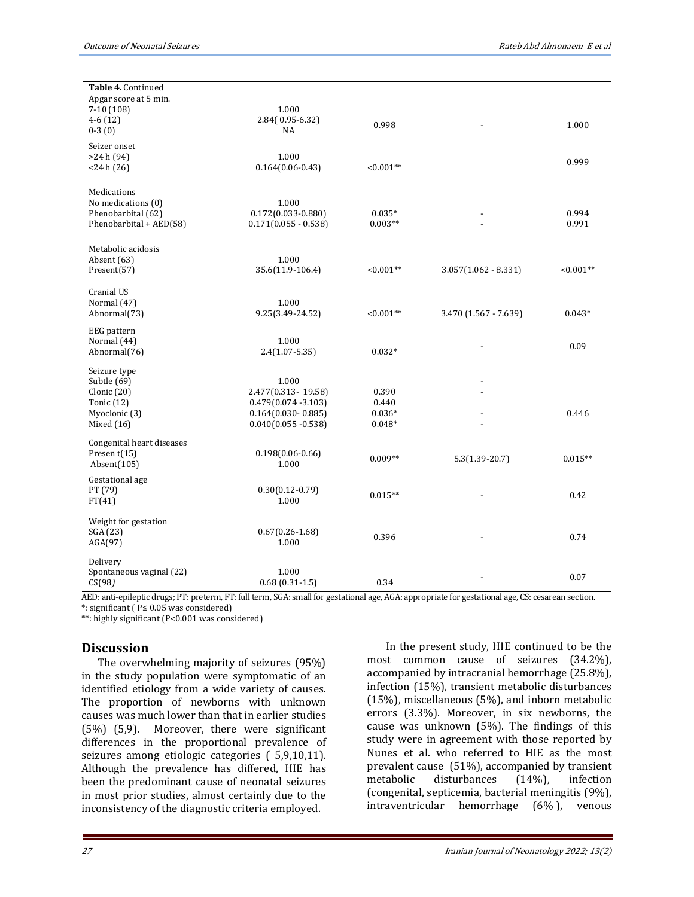**Table 4.** Continued

| | | | | |
|---|---|---|---|---|
| Apgar score at 5 min. | | | | |
| 7-10 (108) | 1.000 | | | |
| 4-6 (12) | 2.84( 0.95-6.32) | 0.998 | - | 1.000 |
| 0-3 (0) | NA | | | |
| Seizer onset | | | | |
| >24 h (94) | 1.000 | | | 0.999 |
| <24 h (26) | 0.164(0.06-0.43) | <0.001** | | |
| Medications | | | | |
| No medications (0) | 1.000 | | | |
| Phenobarbital (62) | 0.172(0.033-0.880) | 0.035* | - | 0.994 |
| Phenobarbital + AED(58) | 0.171(0.055 - 0.538) | 0.003** | - | 0.991 |
| Metabolic acidosis | | | | |
| Absent (63) | 1.000 | | | |
| Present(57) | 35.6(11.9-106.4) | <0.001** | 3.057(1.062 - 8.331) | <0.001** |
| Cranial US | | | | |
| Normal (47) | 1.000 | | | |
| Abnormal(73) | 9.25(3.49-24.52) | <0.001** | 3.470 (1.567 - 7.639) | 0.043* |
| EEG pattern | | | | |
| Normal (44) | 1.000 | | - | 0.09 |
| Abnormal(76) | 2.4(1.07-5.35) | 0.032* | | |
| Seizure type | | | | |
| Subtle (69) | 1.000 | | - | |
| Clonic (20) | 2.477(0.313- 19.58) | 0.390 | - | |
| Tonic (12) | 0.479(0.074 -3.103) | 0.440 | | |
| Myoclonic (3) | 0.164(0.030- 0.885) | 0.036* | - | 0.446 |
| Mixed (16) | 0.040(0.055 -0.538) | 0.048* | - | |
| Congenital heart diseases | | | | |
| Presen t(15) | 0.198(0.06-0.66) | 0.009** | 5.3(1.39-20.7) | 0.015** |
| Absent(105) | 1.000 | | | |
| Gestational age | | | | |
| PT (79) | 0.30(0.12-0.79) | 0.015** | - | 0.42 |
| FT(41) | 1.000 | | | |
| Weight for gestation | | | | |
| SGA (23) | 0.67(0.26-1.68) | 0.396 | - | 0.74 |
| AGA(97) | 1.000 | | | |
| Delivery | | | | |
| Spontaneous vaginal (22) | 1.000 | | - | 0.07 |
| CS(98) | 0.68 (0.31-1.5) | 0.34 | | |

AED: anti-epileptic drugs; PT: preterm, FT: full term, SGA: small for gestational age, AGA: appropriate for gestational age, CS: cesarean section.
*: significant ( P≤ 0.05 was considered)
**: highly significant (P<0.001 was considered)

## Discussion

The overwhelming majority of seizures (95%) in the study population were symptomatic of an identified etiology from a wide variety of causes. The proportion of newborns with unknown causes was much lower than that in earlier studies (5%) (5,9). Moreover, there were significant differences in the proportional prevalence of seizures among etiologic categories ( 5,9,10,11). Although the prevalence has differed, HIE has been the predominant cause of neonatal seizures in most prior studies, almost certainly due to the inconsistency of the diagnostic criteria employed.

In the present study, HIE continued to be the most common cause of seizures (34.2%), accompanied by intracranial hemorrhage (25.8%), infection (15%), transient metabolic disturbances (15%), miscellaneous (5%), and inborn metabolic errors (3.3%). Moreover, in six newborns, the cause was unknown (5%). The findings of this study were in agreement with those reported by Nunes et al. who referred to HIE as the most prevalent cause (51%), accompanied by transient metabolic disturbances (14%), infection (congenital, septicemia, bacterial meningitis (9%), intraventricular hemorrhage (6% ), venous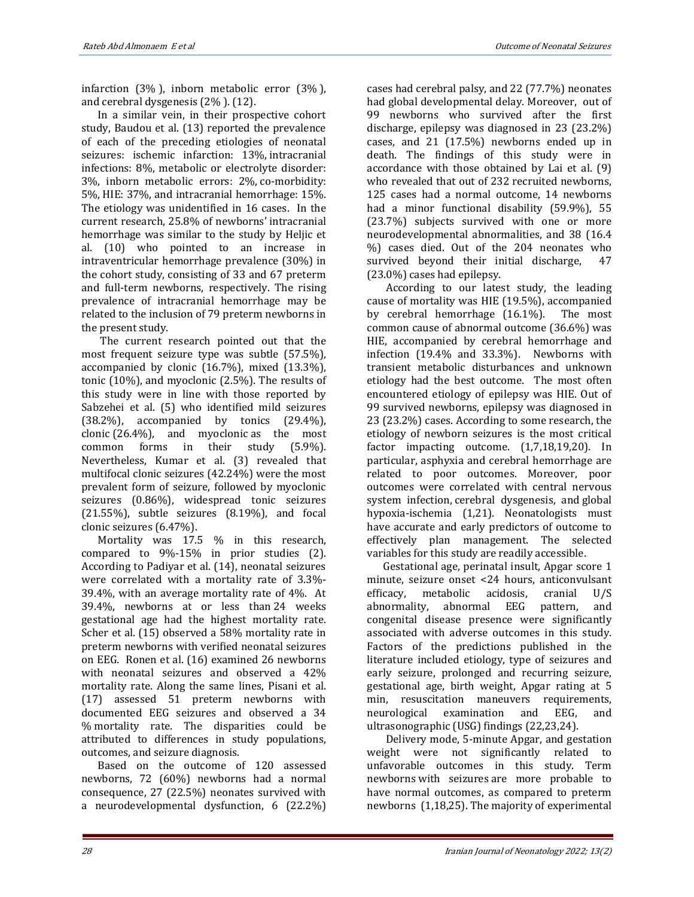infarction (3% ), inborn metabolic error (3% ), and cerebral dysgenesis (2% ). (12).

In a similar vein, in their prospective cohort study, Baudou et al. (13) reported the prevalence of each of the preceding etiologies of neonatal seizures: ischemic infarction: 13%, intracranial infections: 8%, metabolic or electrolyte disorder: 3%, inborn metabolic errors: 2%, co-morbidity: 5%, HIE: 37%, and intracranial hemorrhage: 15%. The etiology was unidentified in 16 cases. In the current research, 25.8% of newborns' intracranial hemorrhage was similar to the study by Heljic et al. (10) who pointed to an increase in intraventricular hemorrhage prevalence (30%) in the cohort study, consisting of 33 and 67 preterm and full-term newborns, respectively. The rising prevalence of intracranial hemorrhage may be related to the inclusion of 79 preterm newborns in the present study.

The current research pointed out that the most frequent seizure type was subtle (57.5%), accompanied by clonic (16.7%), mixed (13.3%), tonic (10%), and myoclonic (2.5%). The results of this study were in line with those reported by Sabzehei et al. (5) who identified mild seizures (38.2%), accompanied by tonics (29.4%), clonic (26.4%), and myoclonic as the most common forms in their study (5.9%). Nevertheless, Kumar et al. (3) revealed that multifocal clonic seizures (42.24%) were the most prevalent form of seizure, followed by myoclonic seizures (0.86%), widespread tonic seizures (21.55%), subtle seizures (8.19%), and focal clonic seizures (6.47%).

Mortality was 17.5 % in this research, compared to 9%-15% in prior studies (2). According to Padiyar et al. (14), neonatal seizures were correlated with a mortality rate of 3.3%-39.4%, with an average mortality rate of 4%. At 39.4%, newborns at or less than 24 weeks gestational age had the highest mortality rate. Scher et al. (15) observed a 58% mortality rate in preterm newborns with verified neonatal seizures on EEG. Ronen et al. (16) examined 26 newborns with neonatal seizures and observed a 42% mortality rate. Along the same lines, Pisani et al. (17) assessed 51 preterm newborns with documented EEG seizures and observed a 34 % mortality rate. The disparities could be attributed to differences in study populations, outcomes, and seizure diagnosis.

Based on the outcome of 120 assessed newborns, 72 (60%) newborns had a normal consequence, 27 (22.5%) neonates survived with a neurodevelopmental dysfunction, 6 (22.2%) cases had cerebral palsy, and 22 (77.7%) neonates had global developmental delay. Moreover, out of 99 newborns who survived after the first discharge, epilepsy was diagnosed in 23 (23.2%) cases, and 21 (17.5%) newborns ended up in death. The findings of this study were in accordance with those obtained by Lai et al. (9) who revealed that out of 232 recruited newborns, 125 cases had a normal outcome, 14 newborns had a minor functional disability (59.9%), 55 (23.7%) subjects survived with one or more neurodevelopmental abnormalities, and 38 (16.4 %) cases died. Out of the 204 neonates who survived beyond their initial discharge, 47 (23.0%) cases had epilepsy.

According to our latest study, the leading cause of mortality was HIE (19.5%), accompanied by cerebral hemorrhage (16.1%). The most common cause of abnormal outcome (36.6%) was HIE, accompanied by cerebral hemorrhage and infection (19.4% and 33.3%). Newborns with transient metabolic disturbances and unknown etiology had the best outcome. The most often encountered etiology of epilepsy was HIE. Out of 99 survived newborns, epilepsy was diagnosed in 23 (23.2%) cases. According to some research, the etiology of newborn seizures is the most critical factor impacting outcome. (1,7,18,19,20). In particular, asphyxia and cerebral hemorrhage are related to poor outcomes. Moreover, poor outcomes were correlated with central nervous system infection, cerebral dysgenesis, and global hypoxia-ischemia (1,21). Neonatologists must have accurate and early predictors of outcome to effectively plan management. The selected variables for this study are readily accessible.

Gestational age, perinatal insult, Apgar score 1 minute, seizure onset <24 hours, anticonvulsant efficacy, metabolic acidosis, cranial U/S abnormality, abnormal EEG pattern, and congenital disease presence were significantly associated with adverse outcomes in this study. Factors of the predictions published in the literature included etiology, type of seizures and early seizure, prolonged and recurring seizure, gestational age, birth weight, Apgar rating at 5 min, resuscitation maneuvers requirements, neurological examination and EEG, and ultrasonographic (USG) findings (22,23,24).

Delivery mode, 5-minute Apgar, and gestation weight were not significantly related to unfavorable outcomes in this study. Term newborns with seizures are more probable to have normal outcomes, as compared to preterm newborns (1,18,25). The majority of experimental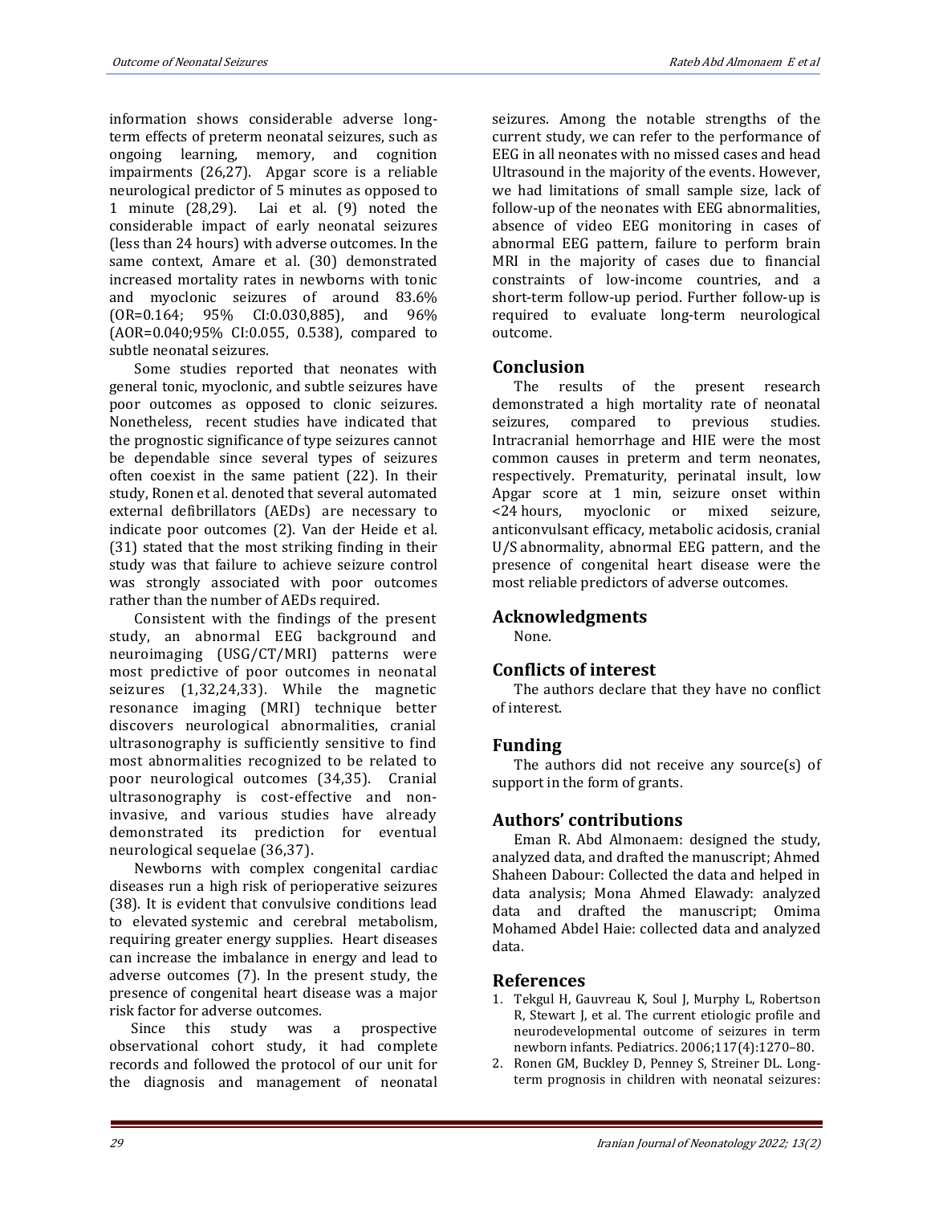information shows considerable adverse long-term effects of preterm neonatal seizures, such as ongoing learning, memory, and cognition impairments (26,27). Apgar score is a reliable neurological predictor of 5 minutes as opposed to 1 minute (28,29). Lai et al. (9) noted the considerable impact of early neonatal seizures (less than 24 hours) with adverse outcomes. In the same context, Amare et al. (30) demonstrated increased mortality rates in newborns with tonic and myoclonic seizures of around 83.6% (OR=0.164; 95% CI:0.030,885), and 96% (AOR=0.040;95% CI:0.055, 0.538), compared to subtle neonatal seizures.

Some studies reported that neonates with general tonic, myoclonic, and subtle seizures have poor outcomes as opposed to clonic seizures. Nonetheless, recent studies have indicated that the prognostic significance of type seizures cannot be dependable since several types of seizures often coexist in the same patient (22). In their study, Ronen et al. denoted that several automated external defibrillators (AEDs) are necessary to indicate poor outcomes (2). Van der Heide et al. (31) stated that the most striking finding in their study was that failure to achieve seizure control was strongly associated with poor outcomes rather than the number of AEDs required.

Consistent with the findings of the present study, an abnormal EEG background and neuroimaging (USG/CT/MRI) patterns were most predictive of poor outcomes in neonatal seizures (1,32,24,33). While the magnetic resonance imaging (MRI) technique better discovers neurological abnormalities, cranial ultrasonography is sufficiently sensitive to find most abnormalities recognized to be related to poor neurological outcomes (34,35). Cranial ultrasonography is cost-effective and non-invasive, and various studies have already demonstrated its prediction for eventual neurological sequelae (36,37).

Newborns with complex congenital cardiac diseases run a high risk of perioperative seizures (38). It is evident that convulsive conditions lead to elevated systemic and cerebral metabolism, requiring greater energy supplies. Heart diseases can increase the imbalance in energy and lead to adverse outcomes (7). In the present study, the presence of congenital heart disease was a major risk factor for adverse outcomes.

Since this study was a prospective observational cohort study, it had complete records and followed the protocol of our unit for the diagnosis and management of neonatal seizures. Among the notable strengths of the current study, we can refer to the performance of EEG in all neonates with no missed cases and head Ultrasound in the majority of the events. However, we had limitations of small sample size, lack of follow-up of the neonates with EEG abnormalities, absence of video EEG monitoring in cases of abnormal EEG pattern, failure to perform brain MRI in the majority of cases due to financial constraints of low-income countries, and a short-term follow-up period. Further follow-up is required to evaluate long-term neurological outcome.

## Conclusion

The results of the present research demonstrated a high mortality rate of neonatal seizures, compared to previous studies. Intracranial hemorrhage and HIE were the most common causes in preterm and term neonates, respectively. Prematurity, perinatal insult, low Apgar score at 1 min, seizure onset within <24 hours, myoclonic or mixed seizure, anticonvulsant efficacy, metabolic acidosis, cranial U/S abnormality, abnormal EEG pattern, and the presence of congenital heart disease were the most reliable predictors of adverse outcomes.

## Acknowledgments

None.

## Conflicts of interest

The authors declare that they have no conflict of interest.

## Funding

The authors did not receive any source(s) of support in the form of grants.

## Authors' contributions

Eman R. Abd Almonaem: designed the study, analyzed data, and drafted the manuscript; Ahmed Shaheen Dabour: Collected the data and helped in data analysis; Mona Ahmed Elawady: analyzed data and drafted the manuscript; Omima Mohamed Abdel Haie: collected data and analyzed data.

## References

1. Tekgul H, Gauvreau K, Soul J, Murphy L, Robertson R, Stewart J, et al. The current etiologic profile and neurodevelopmental outcome of seizures in term newborn infants. Pediatrics. 2006;117(4):1270–80.
2. Ronen GM, Buckley D, Penney S, Streiner DL. Long-term prognosis in children with neonatal seizures: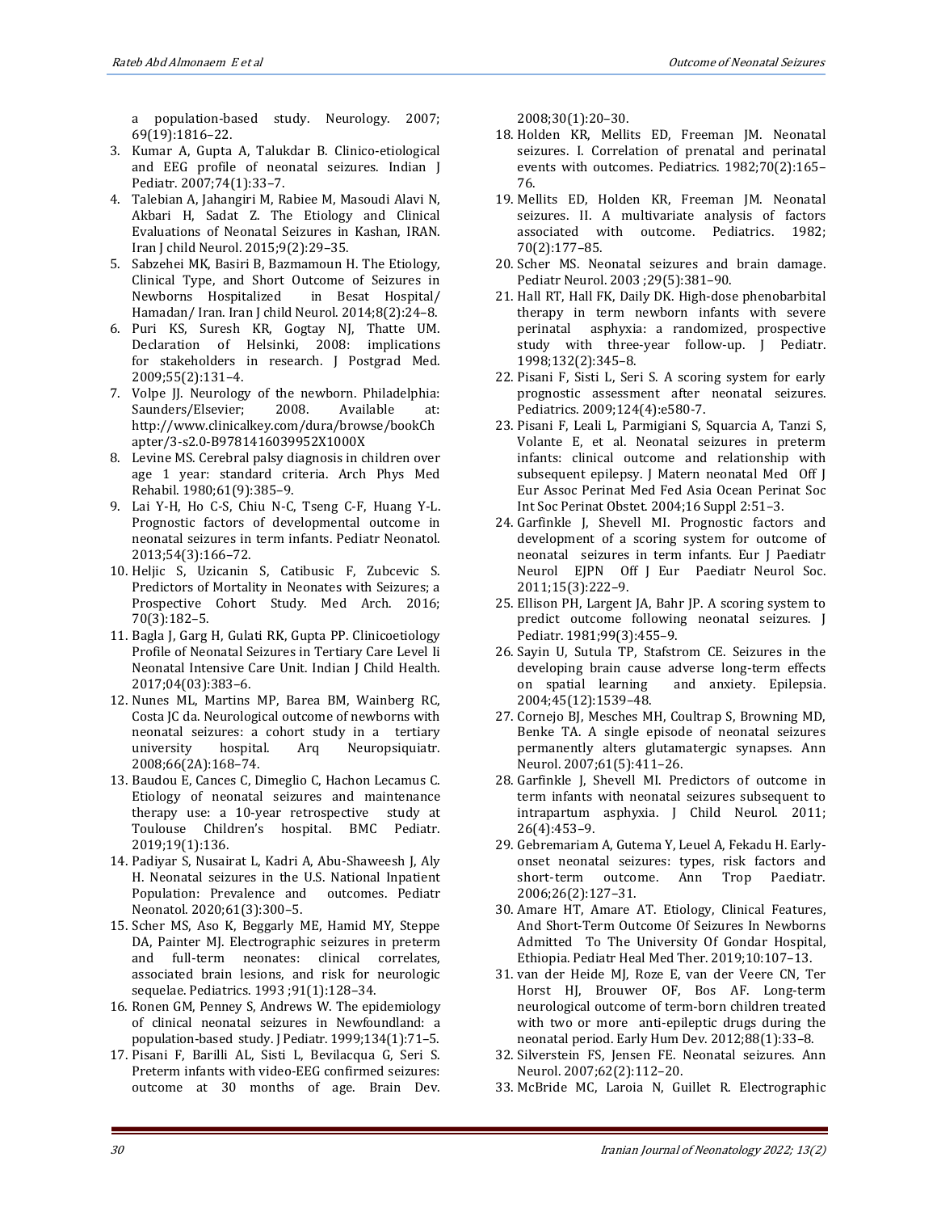a population-based study. Neurology. 2007; 69(19):1816–22.

3. Kumar A, Gupta A, Talukdar B. Clinico-etiological and EEG profile of neonatal seizures. Indian J Pediatr. 2007;74(1):33–7.
4. Talebian A, Jahangiri M, Rabiee M, Masoudi Alavi N, Akbari H, Sadat Z. The Etiology and Clinical Evaluations of Neonatal Seizures in Kashan, IRAN. Iran J child Neurol. 2015;9(2):29–35.
5. Sabzehei MK, Basiri B, Bazmamoun H. The Etiology, Clinical Type, and Short Outcome of Seizures in Newborns Hospitalized in Besat Hospital/ Hamadan/ Iran. Iran J child Neurol. 2014;8(2):24–8.
6. Puri KS, Suresh KR, Gogtay NJ, Thatte UM. Declaration of Helsinki, 2008: implications for stakeholders in research. J Postgrad Med. 2009;55(2):131–4.
7. Volpe JJ. Neurology of the newborn. Philadelphia: Saunders/Elsevier; 2008. Available at: http://www.clinicalkey.com/dura/browse/bookChapter/3-s2.0-B9781416039952X1000X
8. Levine MS. Cerebral palsy diagnosis in children over age 1 year: standard criteria. Arch Phys Med Rehabil. 1980;61(9):385–9.
9. Lai Y-H, Ho C-S, Chiu N-C, Tseng C-F, Huang Y-L. Prognostic factors of developmental outcome in neonatal seizures in term infants. Pediatr Neonatol. 2013;54(3):166–72.
10. Heljic S, Uzicanin S, Catibusic F, Zubcevic S. Predictors of Mortality in Neonates with Seizures; a Prospective Cohort Study. Med Arch. 2016; 70(3):182–5.
11. Bagla J, Garg H, Gulati RK, Gupta PP. Clinicoetiology Profile of Neonatal Seizures in Tertiary Care Level Ii Neonatal Intensive Care Unit. Indian J Child Health. 2017;04(03):383–6.
12. Nunes ML, Martins MP, Barea BM, Wainberg RC, Costa JC da. Neurological outcome of newborns with neonatal seizures: a cohort study in a tertiary university hospital. Arq Neuropsiquiatr. 2008;66(2A):168–74.
13. Baudou E, Cances C, Dimeglio C, Hachon Lecamus C. Etiology of neonatal seizures and maintenance therapy use: a 10-year retrospective study at Toulouse Children's hospital. BMC Pediatr. 2019;19(1):136.
14. Padiyar S, Nusairat L, Kadri A, Abu-Shaweesh J, Aly H. Neonatal seizures in the U.S. National Inpatient Population: Prevalence and outcomes. Pediatr Neonatol. 2020;61(3):300–5.
15. Scher MS, Aso K, Beggarly ME, Hamid MY, Steppe DA, Painter MJ. Electrographic seizures in preterm and full-term neonates: clinical correlates, associated brain lesions, and risk for neurologic sequelae. Pediatrics. 1993 ;91(1):128–34.
16. Ronen GM, Penney S, Andrews W. The epidemiology of clinical neonatal seizures in Newfoundland: a population-based study. J Pediatr. 1999;134(1):71–5.
17. Pisani F, Barilli AL, Sisti L, Bevilacqua G, Seri S. Preterm infants with video-EEG confirmed seizures: outcome at 30 months of age. Brain Dev. 2008;30(1):20–30.
18. Holden KR, Mellits ED, Freeman JM. Neonatal seizures. I. Correlation of prenatal and perinatal events with outcomes. Pediatrics. 1982;70(2):165–76.
19. Mellits ED, Holden KR, Freeman JM. Neonatal seizures. II. A multivariate analysis of factors associated with outcome. Pediatrics. 1982; 70(2):177–85.
20. Scher MS. Neonatal seizures and brain damage. Pediatr Neurol. 2003 ;29(5):381–90.
21. Hall RT, Hall FK, Daily DK. High-dose phenobarbital therapy in term newborn infants with severe perinatal asphyxia: a randomized, prospective study with three-year follow-up. J Pediatr. 1998;132(2):345–8.
22. Pisani F, Sisti L, Seri S. A scoring system for early prognostic assessment after neonatal seizures. Pediatrics. 2009;124(4):e580-7.
23. Pisani F, Leali L, Parmigiani S, Squarcia A, Tanzi S, Volante E, et al. Neonatal seizures in preterm infants: clinical outcome and relationship with subsequent epilepsy. J Matern neonatal Med Off J Eur Assoc Perinat Med Fed Asia Ocean Perinat Soc Int Soc Perinat Obstet. 2004;16 Suppl 2:51–3.
24. Garfinkle J, Shevell MI. Prognostic factors and development of a scoring system for outcome of neonatal seizures in term infants. Eur J Paediatr Neurol EJPN Off J Eur Paediatr Neurol Soc. 2011;15(3):222–9.
25. Ellison PH, Largent JA, Bahr JP. A scoring system to predict outcome following neonatal seizures. J Pediatr. 1981;99(3):455–9.
26. Sayin U, Sutula TP, Stafstrom CE. Seizures in the developing brain cause adverse long-term effects on spatial learning and anxiety. Epilepsia. 2004;45(12):1539–48.
27. Cornejo BJ, Mesches MH, Coultrap S, Browning MD, Benke TA. A single episode of neonatal seizures permanently alters glutamatergic synapses. Ann Neurol. 2007;61(5):411–26.
28. Garfinkle J, Shevell MI. Predictors of outcome in term infants with neonatal seizures subsequent to intrapartum asphyxia. J Child Neurol. 2011; 26(4):453–9.
29. Gebremariam A, Gutema Y, Leuel A, Fekadu H. Early-onset neonatal seizures: types, risk factors and short-term outcome. Ann Trop Paediatr. 2006;26(2):127–31.
30. Amare HT, Amare AT. Etiology, Clinical Features, And Short-Term Outcome Of Seizures In Newborns Admitted To The University Of Gondar Hospital, Ethiopia. Pediatr Heal Med Ther. 2019;10:107–13.
31. van der Heide MJ, Roze E, van der Veere CN, Ter Horst HJ, Brouwer OF, Bos AF. Long-term neurological outcome of term-born children treated with two or more anti-epileptic drugs during the neonatal period. Early Hum Dev. 2012;88(1):33–8.
32. Silverstein FS, Jensen FE. Neonatal seizures. Ann Neurol. 2007;62(2):112–20.
33. McBride MC, Laroia N, Guillet R. Electrographic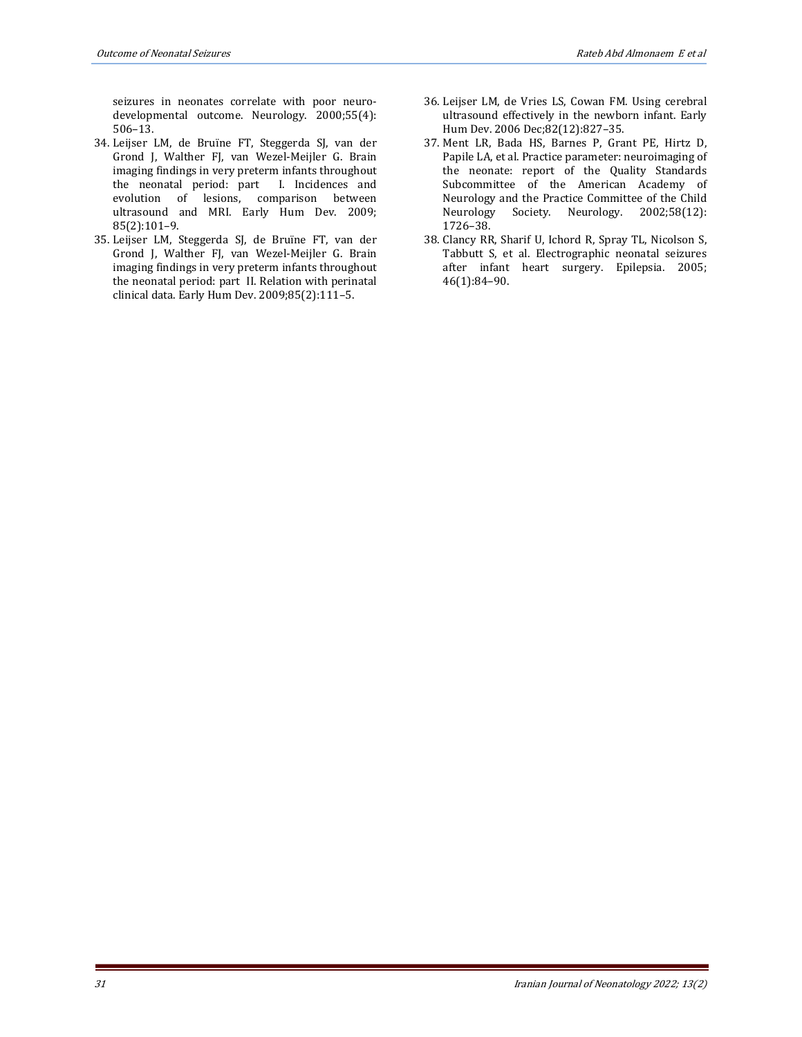seizures in neonates correlate with poor neuro-developmental outcome. Neurology. 2000;55(4): 506–13.

34. Leijser LM, de Bruïne FT, Steggerda SJ, van der Grond J, Walther FJ, van Wezel-Meijler G. Brain imaging findings in very preterm infants throughout the neonatal period: part I. Incidences and evolution of lesions, comparison between ultrasound and MRI. Early Hum Dev. 2009; 85(2):101–9.
35. Leijser LM, Steggerda SJ, de Bruïne FT, van der Grond J, Walther FJ, van Wezel-Meijler G. Brain imaging findings in very preterm infants throughout the neonatal period: part II. Relation with perinatal clinical data. Early Hum Dev. 2009;85(2):111–5.
36. Leijser LM, de Vries LS, Cowan FM. Using cerebral ultrasound effectively in the newborn infant. Early Hum Dev. 2006 Dec;82(12):827–35.
37. Ment LR, Bada HS, Barnes P, Grant PE, Hirtz D, Papile LA, et al. Practice parameter: neuroimaging of the neonate: report of the Quality Standards Subcommittee of the American Academy of Neurology and the Practice Committee of the Child Neurology Society. Neurology. 2002;58(12): 1726–38.
38. Clancy RR, Sharif U, Ichord R, Spray TL, Nicolson S, Tabbutt S, et al. Electrographic neonatal seizures after infant heart surgery. Epilepsia. 2005; 46(1):84–90.